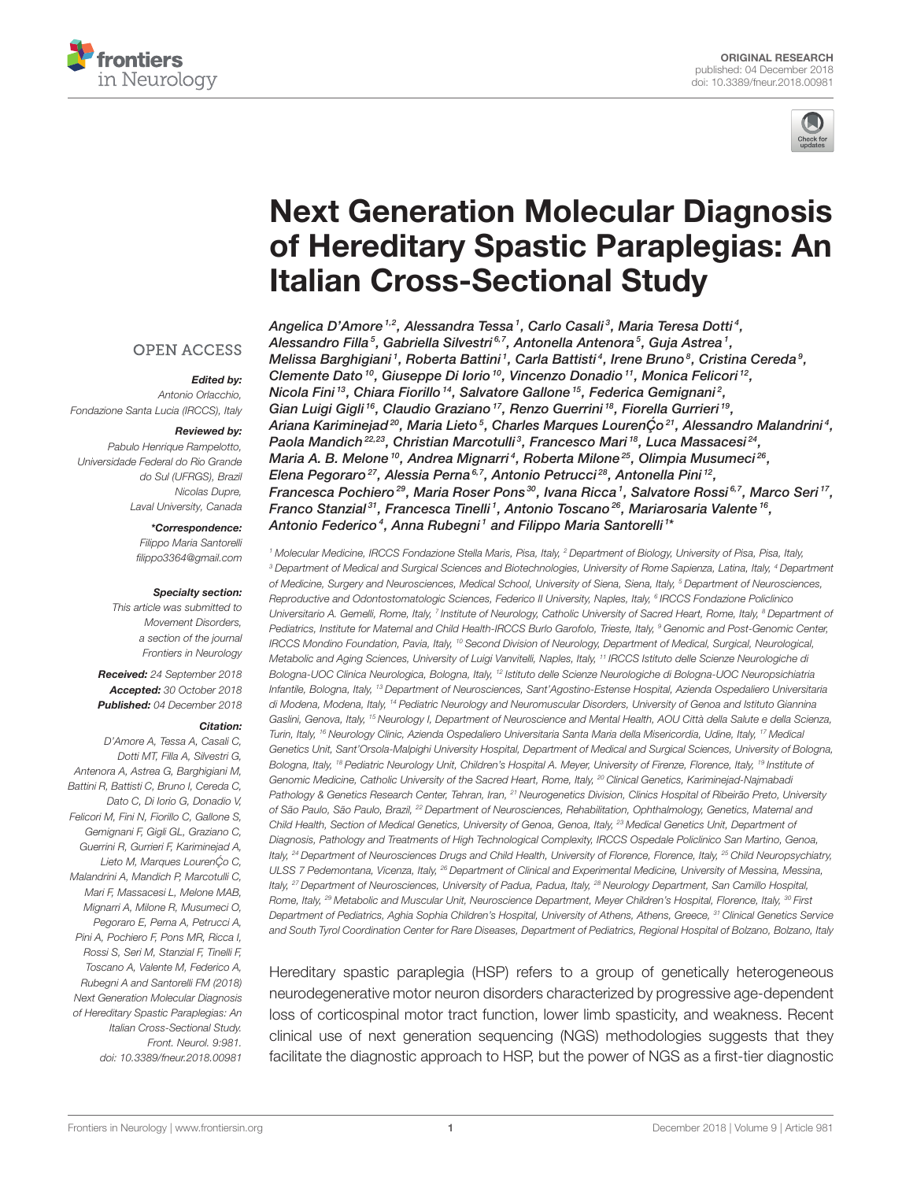ORIGINAL RESEARCH
published: 04 December 2018
doi: 10.3389/fneur.2018.00981

# Next Generation Molecular Diagnosis of Hereditary Spastic Paraplegias: An Italian Cross-Sectional Study

Angelica D'Amore[1,2], Alessandra Tessa[1], Carlo Casali[3], Maria Teresa Dotti[4], Alessandro Filla[5], Gabriella Silvestri[6,7], Antonella Antenora[5], Guja Astrea[1], Melissa Barghigiani[1], Roberta Battini[1], Carla Battisti[4], Irene Bruno[8], Cristina Cereda[9], Clemente Dato[10], Giuseppe Di Iorio[10], Vincenzo Donadio[11], Monica Felicori[12], Nicola Fini[13], Chiara Fiorillo[14], Salvatore Gallone[15], Federica Gemignani[2], Gian Luigi Gigli[16], Claudio Graziano[17], Renzo Guerrini[18], Fiorella Gurrieri[19], Ariana Kariminejad[20], Maria Lieto[5], Charles Marques LourenÇo[21], Alessandro Malandrini[4], Paola Mandich[22,23], Christian Marcotulli[3], Francesco Mari[18], Luca Massacesi[24], Maria A. B. Melone[10], Andrea Mignarri[4], Roberta Milone[25], Olimpia Musumeci[26], Elena Pegoraro[27], Alessia Perna[6,7], Antonio Petrucci[28], Antonella Pini[12], Francesca Pochiero[29], Maria Roser Pons[30], Ivana Ricca[1], Salvatore Rossi[6,7], Marco Seri[17], Franco Stanzial[31], Francesca Tinelli[1], Antonio Toscano[26], Mariarosaria Valente[16], Antonio Federico[4], Anna Rubegni[1] and Filippo Maria Santorelli[1]*

[1] Molecular Medicine, IRCCS Fondazione Stella Maris, Pisa, Italy, [2] Department of Biology, University of Pisa, Pisa, Italy, [3] Department of Medical and Surgical Sciences and Biotechnologies, University of Rome Sapienza, Latina, Italy, [4] Department of Medicine, Surgery and Neurosciences, Medical School, University of Siena, Siena, Italy, [5] Department of Neurosciences, Reproductive and Odontostomatologic Sciences, Federico II University, Naples, Italy, [6] IRCCS Fondazione Policlinico Universitario A. Gemelli, Rome, Italy, [7] Institute of Neurology, Catholic University of Sacred Heart, Rome, Italy, [8] Department of Pediatrics, Institute for Maternal and Child Health-IRCCS Burlo Garofolo, Trieste, Italy, [9] Genomic and Post-Genomic Center, IRCCS Mondino Foundation, Pavia, Italy, [10] Second Division of Neurology, Department of Medical, Surgical, Neurological, Metabolic and Aging Sciences, University of Luigi Vanvitelli, Naples, Italy, [11] IRCCS Istituto delle Scienze Neurologiche di Bologna-UOC Clinica Neurologica, Bologna, Italy, [12] Istituto delle Scienze Neurologiche di Bologna-UOC Neuropsichiatria Infantile, Bologna, Italy, [13] Department of Neurosciences, Sant'Agostino-Estense Hospital, Azienda Ospedaliero Universitaria di Modena, Modena, Italy, [14] Pediatric Neurology and Neuromuscular Disorders, University of Genoa and Istituto Giannina Gaslini, Genova, Italy, [15] Neurology I, Department of Neuroscience and Mental Health, AOU Città della Salute e della Scienza, Turin, Italy, [16] Neurology Clinic, Azienda Ospedaliero Universitaria Santa Maria della Misericordia, Udine, Italy, [17] Medical Genetics Unit, Sant'Orsola-Malpighi University Hospital, Department of Medical and Surgical Sciences, University of Bologna, Bologna, Italy, [18] Pediatric Neurology Unit, Children's Hospital A. Meyer, University of Firenze, Florence, Italy, [19] Institute of Genomic Medicine, Catholic University of the Sacred Heart, Rome, Italy, [20] Clinical Genetics, Kariminejad-Najmabadi Pathology & Genetics Research Center, Tehran, Iran, [21] Neurogenetics Division, Clinics Hospital of Ribeirão Preto, University of São Paulo, São Paulo, Brazil, [22] Department of Neurosciences, Rehabilitation, Ophthalmology, Genetics, Maternal and Child Health, Section of Medical Genetics, University of Genoa, Genoa, Italy, [23] Medical Genetics Unit, Department of Diagnosis, Pathology and Treatments of High Technological Complexity, IRCCS Ospedale Policlinico San Martino, Genoa, Italy, [24] Department of Neurosciences Drugs and Child Health, University of Florence, Florence, Italy, [25] Child Neuropsychiatry, ULSS 7 Pedemontana, Vicenza, Italy, [26] Department of Clinical and Experimental Medicine, University of Messina, Messina, Italy, [27] Department of Neurosciences, University of Padua, Padua, Italy, [28] Neurology Department, San Camillo Hospital, Rome, Italy, [29] Metabolic and Muscular Unit, Neuroscience Department, Meyer Children's Hospital, Florence, Italy, [30] First Department of Pediatrics, Aghia Sophia Children's Hospital, University of Athens, Athens, Greece, [31] Clinical Genetics Service and South Tyrol Coordination Center for Rare Diseases, Department of Pediatrics, Regional Hospital of Bolzano, Bolzano, Italy

OPEN ACCESS

*Edited by:*
Antonio Orlacchio,
Fondazione Santa Lucia (IRCCS), Italy

*Reviewed by:*
Pabulo Henrique Rampelotto,
Universidade Federal do Rio Grande do Sul (UFRGS), Brazil
Nicolas Dupre,
Laval University, Canada

***Correspondence:**
Filippo Maria Santorelli
filippo3364@gmail.com

**Specialty section:**
This article was submitted to Movement Disorders, a section of the journal Frontiers in Neurology

**Received:** 24 September 2018
**Accepted:** 30 October 2018
**Published:** 04 December 2018

**Citation:**
D'Amore A, Tessa A, Casali C, Dotti MT, Filla A, Silvestri G, Antenora A, Astrea G, Barghigiani M, Battini R, Battisti C, Bruno I, Cereda C, Dato C, Di Iorio G, Donadio V, Felicori M, Fini N, Fiorillo C, Gallone S, Gemignani F, Gigli GL, Graziano C, Guerrini R, Gurrieri F, Kariminejad A, Lieto M, Marques LourenÇo C, Malandrini A, Mandich P, Marcotulli C, Mari F, Massacesi L, Melone MAB, Mignarri A, Milone R, Musumeci O, Pegoraro E, Perna A, Petrucci A, Pini A, Pochiero F, Pons MR, Ricca I, Rossi S, Seri M, Stanzial F, Tinelli F, Toscano A, Valente M, Federico A, Rubegni A and Santorelli FM (2018) Next Generation Molecular Diagnosis of Hereditary Spastic Paraplegias: An Italian Cross-Sectional Study. Front. Neurol. 9:981. doi: 10.3389/fneur.2018.00981

Hereditary spastic paraplegia (HSP) refers to a group of genetically heterogeneous neurodegenerative motor neuron disorders characterized by progressive age-dependent loss of corticospinal motor tract function, lower limb spasticity, and weakness. Recent clinical use of next generation sequencing (NGS) methodologies suggests that they facilitate the diagnostic approach to HSP, but the power of NGS as a first-tier diagnostic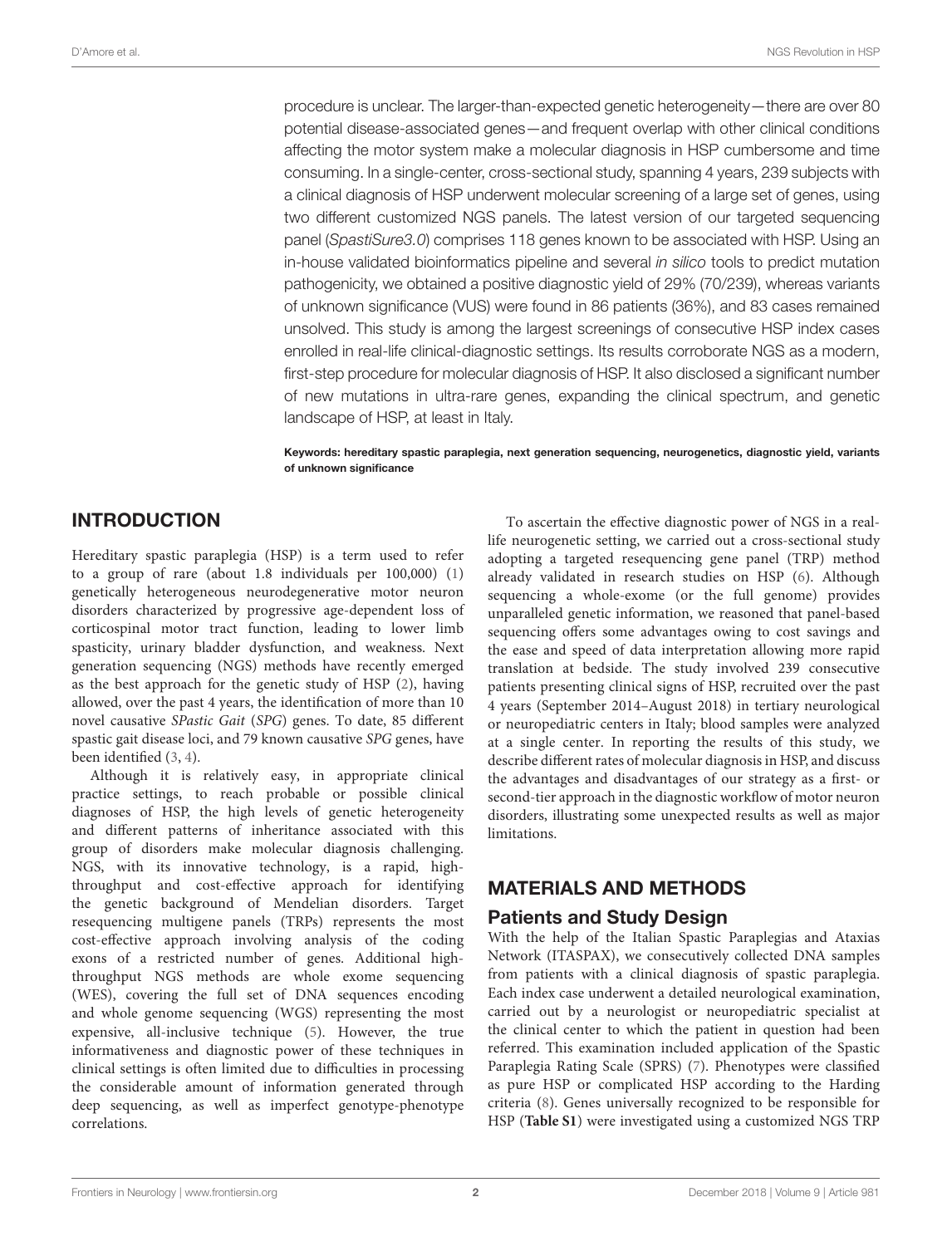procedure is unclear. The larger-than-expected genetic heterogeneity—there are over 80 potential disease-associated genes—and frequent overlap with other clinical conditions affecting the motor system make a molecular diagnosis in HSP cumbersome and time consuming. In a single-center, cross-sectional study, spanning 4 years, 239 subjects with a clinical diagnosis of HSP underwent molecular screening of a large set of genes, using two different customized NGS panels. The latest version of our targeted sequencing panel (*SpastiSure3.0*) comprises 118 genes known to be associated with HSP. Using an in-house validated bioinformatics pipeline and several *in silico* tools to predict mutation pathogenicity, we obtained a positive diagnostic yield of 29% (70/239), whereas variants of unknown significance (VUS) were found in 86 patients (36%), and 83 cases remained unsolved. This study is among the largest screenings of consecutive HSP index cases enrolled in real-life clinical-diagnostic settings. Its results corroborate NGS as a modern, first-step procedure for molecular diagnosis of HSP. It also disclosed a significant number of new mutations in ultra-rare genes, expanding the clinical spectrum, and genetic landscape of HSP, at least in Italy.

**Keywords: hereditary spastic paraplegia, next generation sequencing, neurogenetics, diagnostic yield, variants of unknown significance**

## INTRODUCTION

Hereditary spastic paraplegia (HSP) is a term used to refer to a group of rare (about 1.8 individuals per 100,000) (1) genetically heterogeneous neurodegenerative motor neuron disorders characterized by progressive age-dependent loss of corticospinal motor tract function, leading to lower limb spasticity, urinary bladder dysfunction, and weakness. Next generation sequencing (NGS) methods have recently emerged as the best approach for the genetic study of HSP (2), having allowed, over the past 4 years, the identification of more than 10 novel causative *SPastic Gait* (*SPG*) genes. To date, 85 different spastic gait disease loci, and 79 known causative *SPG* genes, have been identified (3, 4).

Although it is relatively easy, in appropriate clinical practice settings, to reach probable or possible clinical diagnoses of HSP, the high levels of genetic heterogeneity and different patterns of inheritance associated with this group of disorders make molecular diagnosis challenging. NGS, with its innovative technology, is a rapid, high-throughput and cost-effective approach for identifying the genetic background of Mendelian disorders. Target resequencing multigene panels (TRPs) represents the most cost-effective approach involving analysis of the coding exons of a restricted number of genes. Additional high-throughput NGS methods are whole exome sequencing (WES), covering the full set of DNA sequences encoding and whole genome sequencing (WGS) representing the most expensive, all-inclusive technique (5). However, the true informativeness and diagnostic power of these techniques in clinical settings is often limited due to difficulties in processing the considerable amount of information generated through deep sequencing, as well as imperfect genotype-phenotype correlations.

To ascertain the effective diagnostic power of NGS in a real-life neurogenetic setting, we carried out a cross-sectional study adopting a targeted resequencing gene panel (TRP) method already validated in research studies on HSP (6). Although sequencing a whole-exome (or the full genome) provides unparalleled genetic information, we reasoned that panel-based sequencing offers some advantages owing to cost savings and the ease and speed of data interpretation allowing more rapid translation at bedside. The study involved 239 consecutive patients presenting clinical signs of HSP, recruited over the past 4 years (September 2014–August 2018) in tertiary neurological or neuropediatric centers in Italy; blood samples were analyzed at a single center. In reporting the results of this study, we describe different rates of molecular diagnosis in HSP, and discuss the advantages and disadvantages of our strategy as a first- or second-tier approach in the diagnostic workflow of motor neuron disorders, illustrating some unexpected results as well as major limitations.

## MATERIALS AND METHODS

### Patients and Study Design

With the help of the Italian Spastic Paraplegias and Ataxias Network (ITASPAX), we consecutively collected DNA samples from patients with a clinical diagnosis of spastic paraplegia. Each index case underwent a detailed neurological examination, carried out by a neurologist or neuropediatric specialist at the clinical center to which the patient in question had been referred. This examination included application of the Spastic Paraplegia Rating Scale (SPRS) (7). Phenotypes were classified as pure HSP or complicated HSP according to the Harding criteria (8). Genes universally recognized to be responsible for HSP (**Table S1**) were investigated using a customized NGS TRP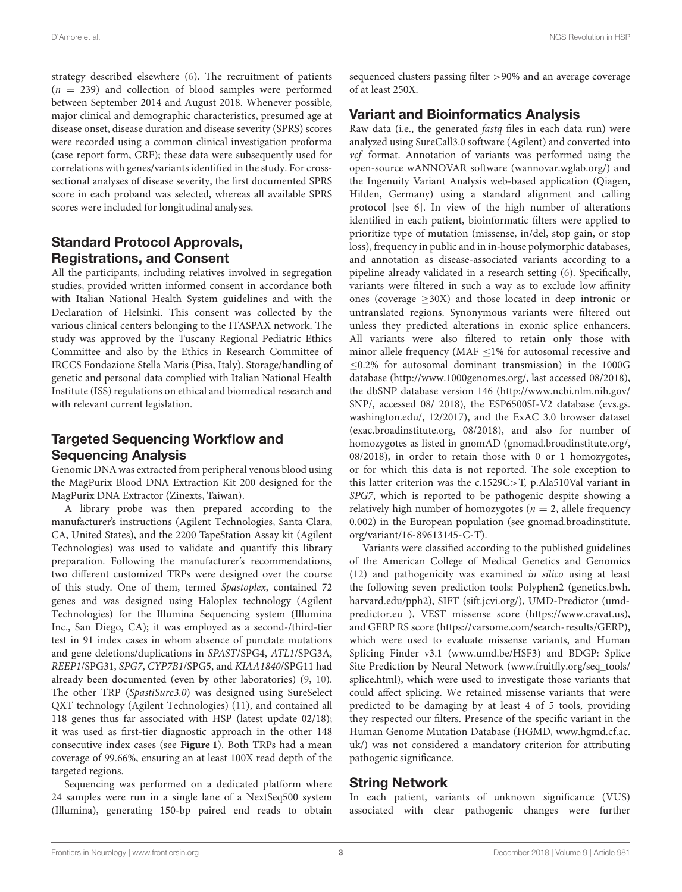strategy described elsewhere (6). The recruitment of patients ($n = 239$) and collection of blood samples were performed between September 2014 and August 2018. Whenever possible, major clinical and demographic characteristics, presumed age at disease onset, disease duration and disease severity (SPRS) scores were recorded using a common clinical investigation proforma (case report form, CRF); these data were subsequently used for correlations with genes/variants identified in the study. For cross-sectional analyses of disease severity, the first documented SPRS score in each proband was selected, whereas all available SPRS scores were included for longitudinal analyses.

## Standard Protocol Approvals, Registrations, and Consent

All the participants, including relatives involved in segregation studies, provided written informed consent in accordance both with Italian National Health System guidelines and with the Declaration of Helsinki. This consent was collected by the various clinical centers belonging to the ITASPAX network. The study was approved by the Tuscany Regional Pediatric Ethics Committee and also by the Ethics in Research Committee of IRCCS Fondazione Stella Maris (Pisa, Italy). Storage/handling of genetic and personal data complied with Italian National Health Institute (ISS) regulations on ethical and biomedical research and with relevant current legislation.

## Targeted Sequencing Workflow and Sequencing Analysis

Genomic DNA was extracted from peripheral venous blood using the MagPurix Blood DNA Extraction Kit 200 designed for the MagPurix DNA Extractor (Zinexts, Taiwan).

A library probe was then prepared according to the manufacturer's instructions (Agilent Technologies, Santa Clara, CA, United States), and the 2200 TapeStation Assay kit (Agilent Technologies) was used to validate and quantify this library preparation. Following the manufacturer's recommendations, two different customized TRPs were designed over the course of this study. One of them, termed *Spastoplex*, contained 72 genes and was designed using Haloplex technology (Agilent Technologies) for the Illumina Sequencing system (Illumina Inc., San Diego, CA); it was employed as a second-/third-tier test in 91 index cases in whom absence of punctate mutations and gene deletions/duplications in *SPAST*/SPG4, *ATL1*/SPG3A, *REEP1*/SPG31, *SPG7*, *CYP7B1*/SPG5, and *KIAA1840*/SPG11 had already been documented (even by other laboratories) (9, 10). The other TRP (*SpastiSure3.0*) was designed using SureSelect QXT technology (Agilent Technologies) (11), and contained all 118 genes thus far associated with HSP (latest update 02/18); it was used as first-tier diagnostic approach in the other 148 consecutive index cases (see **Figure 1**). Both TRPs had a mean coverage of 99.66%, ensuring an at least 100X read depth of the targeted regions.

Sequencing was performed on a dedicated platform where 24 samples were run in a single lane of a NextSeq500 system (Illumina), generating 150-bp paired end reads to obtain sequenced clusters passing filter >90% and an average coverage of at least 250X.

## Variant and Bioinformatics Analysis

Raw data (i.e., the generated *fastq* files in each data run) were analyzed using SureCall3.0 software (Agilent) and converted into *vcf* format. Annotation of variants was performed using the open-source wANNOVAR software (wannovar.wglab.org/) and the Ingenuity Variant Analysis web-based application (Qiagen, Hilden, Germany) using a standard alignment and calling protocol [see 6]. In view of the high number of alterations identified in each patient, bioinformatic filters were applied to prioritize type of mutation (missense, in/del, stop gain, or stop loss), frequency in public and in in-house polymorphic databases, and annotation as disease-associated variants according to a pipeline already validated in a research setting (6). Specifically, variants were filtered in such a way as to exclude low affinity ones (coverage ≥30X) and those located in deep intronic or untranslated regions. Synonymous variants were filtered out unless they predicted alterations in exonic splice enhancers. All variants were also filtered to retain only those with minor allele frequency (MAF ≤1% for autosomal recessive and ≤0.2% for autosomal dominant transmission) in the 1000G database (http://www.1000genomes.org/, last accessed 08/2018), the dbSNP database version 146 (http://www.ncbi.nlm.nih.gov/SNP/, accessed 08/ 2018), the ESP6500SI-V2 database (evs.gs.washington.edu/, 12/2017), and the ExAC 3.0 browser dataset (exac.broadinstitute.org, 08/2018), and also for number of homozygotes as listed in gnomAD (gnomad.broadinstitute.org/, 08/2018), in order to retain those with 0 or 1 homozygotes, or for which this data is not reported. The sole exception to this latter criterion was the c.1529C>T, p.Ala510Val variant in *SPG7*, which is reported to be pathogenic despite showing a relatively high number of homozygotes ($n = 2$, allele frequency 0.002) in the European population (see gnomad.broadinstitute.org/variant/16-89613145-C-T).

Variants were classified according to the published guidelines of the American College of Medical Genetics and Genomics (12) and pathogenicity was examined *in silico* using at least the following seven prediction tools: Polyphen2 (genetics.bwh.harvard.edu/pph2), SIFT (sift.jcvi.org/), UMD-Predictor (umd-predictor.eu ), VEST missense score (https://www.cravat.us), and GERP RS score (https://varsome.com/search-results/GERP), which were used to evaluate missense variants, and Human Splicing Finder v3.1 (www.umd.be/HSF3) and BDGP: Splice Site Prediction by Neural Network (www.fruitfly.org/seq_tools/splice.html), which were used to investigate those variants that could affect splicing. We retained missense variants that were predicted to be damaging by at least 4 of 5 tools, providing they respected our filters. Presence of the specific variant in the Human Genome Mutation Database (HGMD, www.hgmd.cf.ac.uk/) was not considered a mandatory criterion for attributing pathogenic significance.

## String Network

In each patient, variants of unknown significance (VUS) associated with clear pathogenic changes were further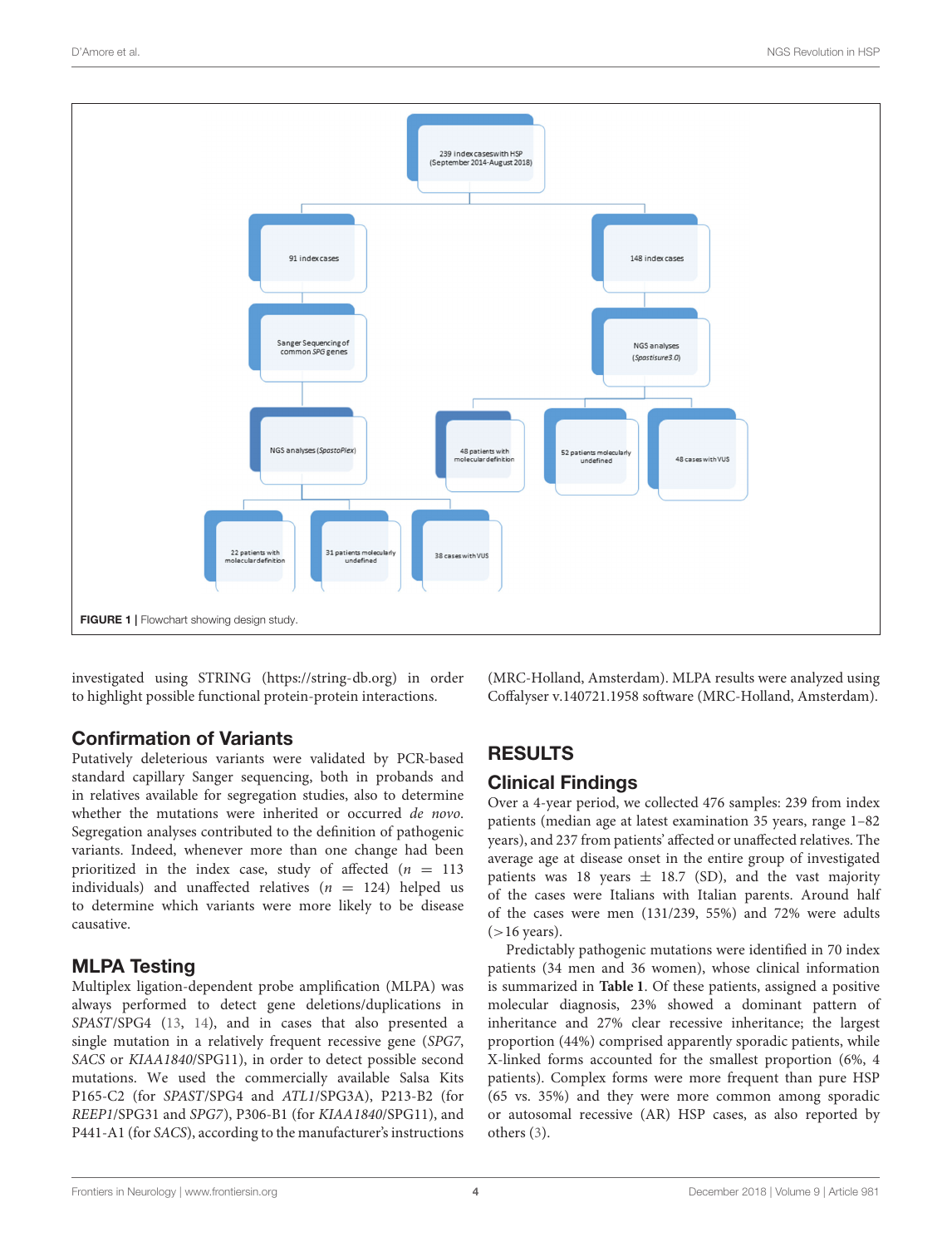FIGURE 1 | Flowchart showing design study.

investigated using STRING (https://string-db.org) in order to highlight possible functional protein-protein interactions.

### Confirmation of Variants

Putatively deleterious variants were validated by PCR-based standard capillary Sanger sequencing, both in probands and in relatives available for segregation studies, also to determine whether the mutations were inherited or occurred *de novo*. Segregation analyses contributed to the definition of pathogenic variants. Indeed, whenever more than one change had been prioritized in the index case, study of affected ($n$ = 113 individuals) and unaffected relatives ($n$ = 124) helped us to determine which variants were more likely to be disease causative.

### MLPA Testing

Multiplex ligation-dependent probe amplification (MLPA) was always performed to detect gene deletions/duplications in *SPAST*/SPG4 (13, 14), and in cases that also presented a single mutation in a relatively frequent recessive gene (*SPG7*, *SACS* or *KIAA1840*/SPG11), in order to detect possible second mutations. We used the commercially available Salsa Kits P165-C2 (for *SPAST*/SPG4 and *ATL1*/SPG3A), P213-B2 (for *REEP1*/SPG31 and *SPG7*), P306-B1 (for *KIAA1840*/SPG11), and P441-A1 (for *SACS*), according to the manufacturer's instructions (MRC-Holland, Amsterdam). MLPA results were analyzed using Coffalyser v.140721.1958 software (MRC-Holland, Amsterdam).

## RESULTS

### Clinical Findings

Over a 4-year period, we collected 476 samples: 239 from index patients (median age at latest examination 35 years, range 1–82 years), and 237 from patients' affected or unaffected relatives. The average age at disease onset in the entire group of investigated patients was 18 years ± 18.7 (SD), and the vast majority of the cases were Italians with Italian parents. Around half of the cases were men (131/239, 55%) and 72% were adults (>16 years).

Predictably pathogenic mutations were identified in 70 index patients (34 men and 36 women), whose clinical information is summarized in **Table 1**. Of these patients, assigned a positive molecular diagnosis, 23% showed a dominant pattern of inheritance and 27% clear recessive inheritance; the largest proportion (44%) comprised apparently sporadic patients, while X-linked forms accounted for the smallest proportion (6%, 4 patients). Complex forms were more frequent than pure HSP (65 vs. 35%) and they were more common among sporadic or autosomal recessive (AR) HSP cases, as also reported by others (3).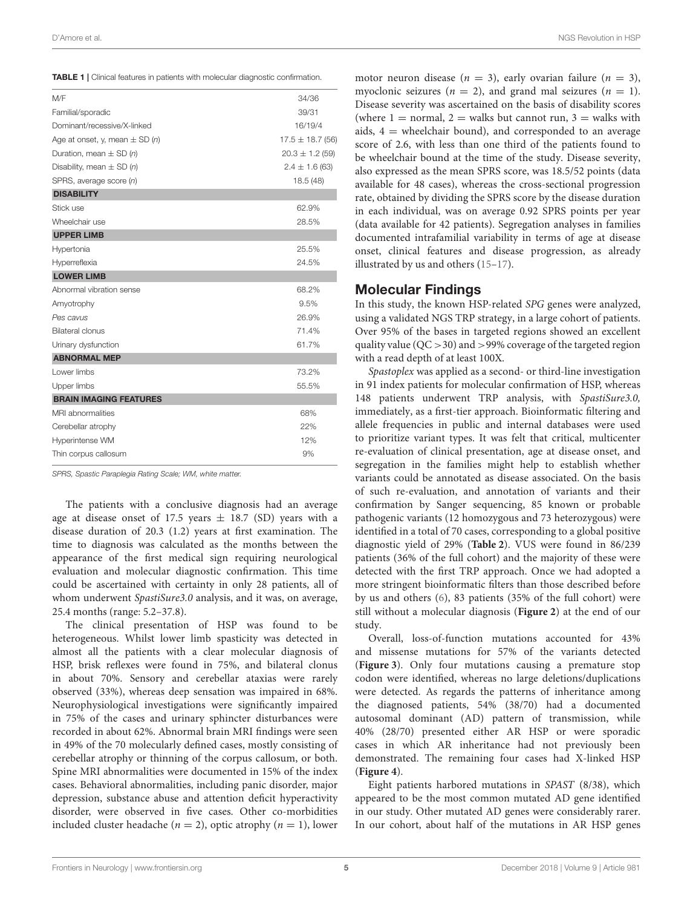**TABLE 1** | Clinical features in patients with molecular diagnostic confirmation.

| | |
|---|---|
| M/F | 34/36 |
| Familial/sporadic | 39/31 |
| Dominant/recessive/X-linked | 16/19/4 |
| Age at onset, y, mean ± SD (n) | 17.5 ± 18.7 (56) |
| Duration, mean ± SD (n) | 20.3 ± 1.2 (59) |
| Disability, mean ± SD (n) | 2.4 ± 1.6 (63) |
| SPRS, average score (n) | 18.5 (48) |
| **DISABILITY** | |
| Stick use | 62.9% |
| Wheelchair use | 28.5% |
| **UPPER LIMB** | |
| Hypertonia | 25.5% |
| Hyperreflexia | 24.5% |
| **LOWER LIMB** | |
| Abnormal vibration sense | 68.2% |
| Amyotrophy | 9.5% |
| *Pes cavus* | 26.9% |
| Bilateral clonus | 71.4% |
| Urinary dysfunction | 61.7% |
| **ABNORMAL MEP** | |
| Lower limbs | 73.2% |
| Upper limbs | 55.5% |
| **BRAIN IMAGING FEATURES** | |
| MRI abnormalities | 68% |
| Cerebellar atrophy | 22% |
| Hyperintense WM | 12% |
| Thin corpus callosum | 9% |

SPRS, Spastic Paraplegia Rating Scale; WM, white matter.

The patients with a conclusive diagnosis had an average age at disease onset of 17.5 years ± 18.7 (SD) years with a disease duration of 20.3 (1.2) years at first examination. The time to diagnosis was calculated as the months between the appearance of the first medical sign requiring neurological evaluation and molecular diagnostic confirmation. This time could be ascertained with certainty in only 28 patients, all of whom underwent *SpastiSure3.0* analysis, and it was, on average, 25.4 months (range: 5.2–37.8).

The clinical presentation of HSP was found to be heterogeneous. Whilst lower limb spasticity was detected in almost all the patients with a clear molecular diagnosis of HSP, brisk reflexes were found in 75%, and bilateral clonus in about 70%. Sensory and cerebellar ataxias were rarely observed (33%), whereas deep sensation was impaired in 68%. Neurophysiological investigations were significantly impaired in 75% of the cases and urinary sphincter disturbances were recorded in about 62%. Abnormal brain MRI findings were seen in 49% of the 70 molecularly defined cases, mostly consisting of cerebellar atrophy or thinning of the corpus callosum, or both. Spine MRI abnormalities were documented in 15% of the index cases. Behavioral abnormalities, including panic disorder, major depression, substance abuse and attention deficit hyperactivity disorder, were observed in five cases. Other co-morbidities included cluster headache ($n = 2$), optic atrophy ($n = 1$), lower motor neuron disease ($n = 3$), early ovarian failure ($n = 3$), myoclonic seizures ($n = 2$), and grand mal seizures ($n = 1$). Disease severity was ascertained on the basis of disability scores (where 1 = normal, 2 = walks but cannot run, 3 = walks with aids, 4 = wheelchair bound), and corresponded to an average score of 2.6, with less than one third of the patients found to be wheelchair bound at the time of the study. Disease severity, also expressed as the mean SPRS score, was 18.5/52 points (data available for 48 cases), whereas the cross-sectional progression rate, obtained by dividing the SPRS score by the disease duration in each individual, was on average 0.92 SPRS points per year (data available for 42 patients). Segregation analyses in families documented intrafamilial variability in terms of age at disease onset, clinical features and disease progression, as already illustrated by us and others (15–17).

## Molecular Findings

In this study, the known HSP-related *SPG* genes were analyzed, using a validated NGS TRP strategy, in a large cohort of patients. Over 95% of the bases in targeted regions showed an excellent quality value (QC >30) and >99% coverage of the targeted region with a read depth of at least 100X.

*Spastoplex* was applied as a second- or third-line investigation in 91 index patients for molecular confirmation of HSP, whereas 148 patients underwent TRP analysis, with *SpastiSure3.0,* immediately, as a first-tier approach. Bioinformatic filtering and allele frequencies in public and internal databases were used to prioritize variant types. It was felt that critical, multicenter re-evaluation of clinical presentation, age at disease onset, and segregation in the families might help to establish whether variants could be annotated as disease associated. On the basis of such re-evaluation, and annotation of variants and their confirmation by Sanger sequencing, 85 known or probable pathogenic variants (12 homozygous and 73 heterozygous) were identified in a total of 70 cases, corresponding to a global positive diagnostic yield of 29% (**Table 2**). VUS were found in 86/239 patients (36% of the full cohort) and the majority of these were detected with the first TRP approach. Once we had adopted a more stringent bioinformatic filters than those described before by us and others (6), 83 patients (35% of the full cohort) were still without a molecular diagnosis (**Figure 2**) at the end of our study.

Overall, loss-of-function mutations accounted for 43% and missense mutations for 57% of the variants detected (**Figure 3**). Only four mutations causing a premature stop codon were identified, whereas no large deletions/duplications were detected. As regards the patterns of inheritance among the diagnosed patients, 54% (38/70) had a documented autosomal dominant (AD) pattern of transmission, while 40% (28/70) presented either AR HSP or were sporadic cases in which AR inheritance had not previously been demonstrated. The remaining four cases had X-linked HSP (**Figure 4**).

Eight patients harbored mutations in *SPAST* (8/38), which appeared to be the most common mutated AD gene identified in our study. Other mutated AD genes were considerably rarer. In our cohort, about half of the mutations in AR HSP genes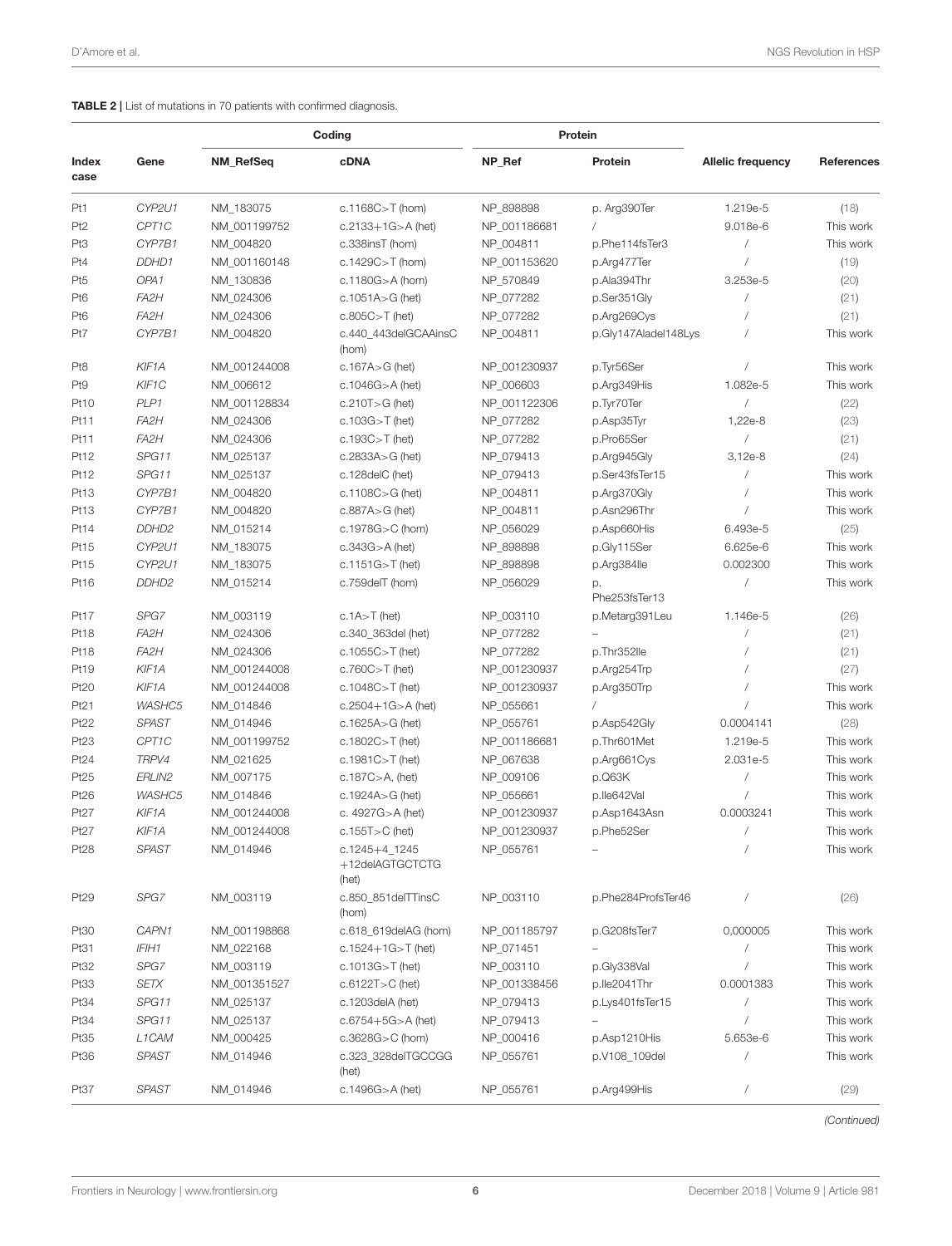**TABLE 2 |** List of mutations in 70 patients with confirmed diagnosis.

| Index case | Gene | Coding | | Protein | | Allelic frequency | References |
|---|---|---|---|---|---|---|---|
| | | NM_RefSeq | cDNA | NP_Ref | Protein | | |
| Pt1 | *CYP2U1* | NM_183075 | c.1168C>T (hom) | NP_898898 | p. Arg390Ter | 1.219e-5 | (18) |
| Pt2 | *CPT1C* | NM_001199752 | c.2133+1G>A (het) | NP_001186681 | / | 9.018e-6 | This work |
| Pt3 | *CYP7B1* | NM_004820 | c.338insT (hom) | NP_004811 | p.Phe114fsTer3 | / | This work |
| Pt4 | *DDHD1* | NM_001160148 | c.1429C>T (hom) | NP_001153620 | p.Arg477Ter | / | (19) |
| Pt5 | *OPA1* | NM_130836 | c.1180G>A (hom) | NP_570849 | p.Ala394Thr | 3.253e-5 | (20) |
| Pt6 | *FA2H* | NM_024306 | c.1051A>G (het) | NP_077282 | p.Ser351Gly | / | (21) |
| Pt6 | *FA2H* | NM_024306 | c.805C>T (het) | NP_077282 | p.Arg269Cys | / | (21) |
| Pt7 | *CYP7B1* | NM_004820 | c.440_443delGCAAinsC (hom) | NP_004811 | p.Gly147Aladel148Lys | / | This work |
| Pt8 | *KIF1A* | NM_001244008 | c.167A>G (het) | NP_001230937 | p.Tyr56Ser | / | This work |
| Pt9 | *KIF1C* | NM_006612 | c.1046G>A (het) | NP_006603 | p.Arg349His | 1.082e-5 | This work |
| Pt10 | *PLP1* | NM_001128834 | c.210T>G (het) | NP_001122306 | p.Tyr70Ter | / | (22) |
| Pt11 | *FA2H* | NM_024306 | c.103G>T (het) | NP_077282 | p.Asp35Tyr | 1,22e-8 | (23) |
| Pt11 | *FA2H* | NM_024306 | c.193C>T (het) | NP_077282 | p.Pro65Ser | / | (21) |
| Pt12 | *SPG11* | NM_025137 | c.2833A>G (het) | NP_079413 | p.Arg945Gly | 3,12e-8 | (24) |
| Pt12 | *SPG11* | NM_025137 | c.128delC (het) | NP_079413 | p.Ser43fsTer15 | / | This work |
| Pt13 | *CYP7B1* | NM_004820 | c.1108C>G (het) | NP_004811 | p.Arg370Gly | / | This work |
| Pt13 | *CYP7B1* | NM_004820 | c.887A>G (het) | NP_004811 | p.Asn296Thr | / | This work |
| Pt14 | *DDHD2* | NM_015214 | c.1978G>C (hom) | NP_056029 | p.Asp660His | 6.493e-5 | (25) |
| Pt15 | *CYP2U1* | NM_183075 | c.343G>A (het) | NP_898898 | p.Gly115Ser | 6.625e-6 | This work |
| Pt15 | *CYP2U1* | NM_183075 | c.1151G>T (het) | NP_898898 | p.Arg384Ile | 0.002300 | This work |
| Pt16 | *DDHD2* | NM_015214 | c.759delT (hom) | NP_056029 | p. Phe253fsTer13 | / | This work |
| Pt17 | *SPG7* | NM_003119 | c.1A>T (het) | NP_003110 | p.Metarg391Leu | 1.146e-5 | (26) |
| Pt18 | *FA2H* | NM_024306 | c.340_363del (het) | NP_077282 | – | / | (21) |
| Pt18 | *FA2H* | NM_024306 | c.1055C>T (het) | NP_077282 | p.Thr352Ile | / | (21) |
| Pt19 | *KIF1A* | NM_001244008 | c.760C>T (het) | NP_001230937 | p.Arg254Trp | / | (27) |
| Pt20 | *KIF1A* | NM_001244008 | c.1048C>T (het) | NP_001230937 | p.Arg350Trp | / | This work |
| Pt21 | *WASHC5* | NM_014846 | c.2504+1G>A (het) | NP_055661 | / | / | This work |
| Pt22 | *SPAST* | NM_014946 | c.1625A>G (het) | NP_055761 | p.Asp542Gly | 0.0004141 | (28) |
| Pt23 | *CPT1C* | NM_001199752 | c.1802C>T (het) | NP_001186681 | p.Thr601Met | 1.219e-5 | This work |
| Pt24 | *TRPV4* | NM_021625 | c.1981C>T (het) | NP_067638 | p.Arg661Cys | 2.031e-5 | This work |
| Pt25 | *ERLIN2* | NM_007175 | c.187C>A, (het) | NP_009106 | p.Q63K | / | This work |
| Pt26 | *WASHC5* | NM_014846 | c.1924A>G (het) | NP_055661 | p.Ile642Val | / | This work |
| Pt27 | *KIF1A* | NM_001244008 | c. 4927G>A (het) | NP_001230937 | p.Asp1643Asn | 0.0003241 | This work |
| Pt27 | *KIF1A* | NM_001244008 | c.155T>C (het) | NP_001230937 | p.Phe52Ser | / | This work |
| Pt28 | *SPAST* | NM_014946 | c.1245+4_1245 +12delAGTGCTCTG (het) | NP_055761 | – | / | This work |
| Pt29 | *SPG7* | NM_003119 | c.850_851delTTinsC (hom) | NP_003110 | p.Phe284ProfsTer46 | / | (26) |
| Pt30 | *CAPN1* | NM_001198868 | c.618_619delAG (hom) | NP_001185797 | p.G208fsTer7 | 0,000005 | This work |
| Pt31 | *IFIH1* | NM_022168 | c.1524+1G>T (het) | NP_071451 | – | / | This work |
| Pt32 | *SPG7* | NM_003119 | c.1013G>T (het) | NP_003110 | p.Gly338Val | / | This work |
| Pt33 | *SETX* | NM_001351527 | c.6122T>C (het) | NP_001338456 | p.Ile2041Thr | 0.0001383 | This work |
| Pt34 | *SPG11* | NM_025137 | c.1203delA (het) | NP_079413 | p.Lys401fsTer15 | / | This work |
| Pt34 | *SPG11* | NM_025137 | c.6754+5G>A (het) | NP_079413 | – | / | This work |
| Pt35 | *L1CAM* | NM_000425 | c.3628G>C (hom) | NP_000416 | p.Asp1210His | 5.653e-6 | This work |
| Pt36 | *SPAST* | NM_014946 | c.323_328delTGCCGG (het) | NP_055761 | p.V108_109del | / | This work |
| Pt37 | *SPAST* | NM_014946 | c.1496G>A (het) | NP_055761 | p.Arg499His | / | (29) |

*(Continued)*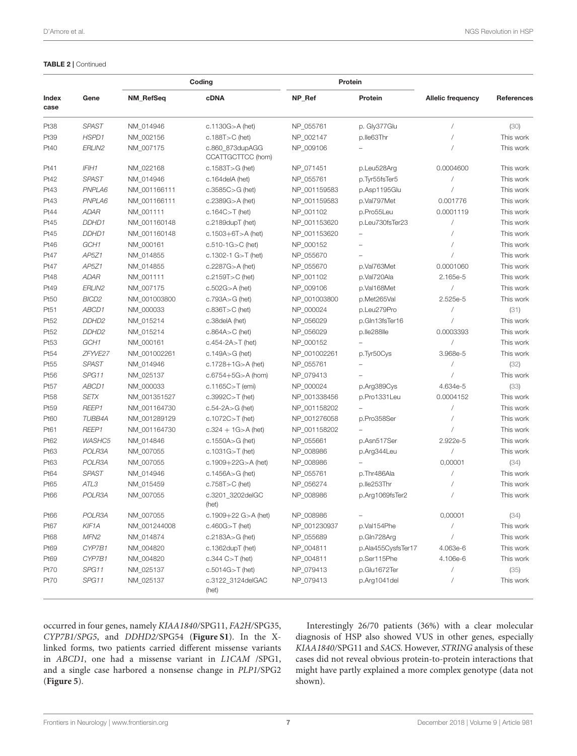**TABLE 2 |** Continued

| Index case | Gene | Coding | | Protein | | Allelic frequency | References |
|---|---|---|---|---|---|---|---|
| | | NM_RefSeq | cDNA | NP_Ref | Protein | | |
| Pt38 | *SPAST* | NM_014946 | c.1130G>A (het) | NP_055761 | p. Gly377Glu | / | (30) |
| Pt39 | *HSPD1* | NM_002156 | c.188T>C (het) | NP_002147 | p.Ile63Thr | / | This work |
| Pt40 | *ERLIN2* | NM_007175 | c.860_873dupAGG CCATTGCTTCC (hom) | NP_009106 | – | / | This work |
| Pt41 | *IFIH1* | NM_022168 | c.1583T>G (het) | NP_071451 | p.Leu528Arg | 0.0004600 | This work |
| Pt42 | *SPAST* | NM_014946 | c.164delA (het) | NP_055761 | p.Tyr55fsTer5 | / | This work |
| Pt43 | *PNPLA6* | NM_001166111 | c.3585C>G (het) | NP_001159583 | p.Asp1195Glu | / | This work |
| Pt43 | *PNPLA6* | NM_001166111 | c.2389G>A (het) | NP_001159583 | p.Val797Met | 0.001776 | This work |
| Pt44 | *ADAR* | NM_001111 | c.164C>T (het) | NP_001102 | p.Pro55Leu | 0.0001119 | This work |
| Pt45 | *DDHD1* | NM_001160148 | c.2189dupT (het) | NP_001153620 | p.Leu730fsTer23 | / | This work |
| Pt45 | *DDHD1* | NM_001160148 | c.1503+6T>A (het) | NP_001153620 | – | / | This work |
| Pt46 | *GCH1* | NM_000161 | c.510-1G>C (het) | NP_000152 | – | / | This work |
| Pt47 | *AP5Z1* | NM_014855 | c.1302-1 G>T (het) | NP_055670 | – | / | This work |
| Pt47 | *AP5Z1* | NM_014855 | c.2287G>A (het) | NP_055670 | p.Val763Met | 0.0001060 | This work |
| Pt48 | *ADAR* | NM_001111 | c.2159T>C (het) | NP_001102 | p.Val720Ala | 2.165e-5 | This work |
| Pt49 | *ERLIN2* | NM_007175 | c.502G>A (het) | NP_009106 | p.Val168Met | / | This work |
| Pt50 | *BICD2* | NM_001003800 | c.793A>G (het) | NP_001003800 | p.Met265Val | 2.525e-5 | This work |
| Pt51 | *ABCD1* | NM_000033 | c.836T>C (het) | NP_000024 | p.Leu279Pro | / | (31) |
| Pt52 | *DDHD2* | NM_015214 | c.38delA (het) | NP_056029 | p.Gln13fsTer16 | / | This work |
| Pt52 | *DDHD2* | NM_015214 | c.864A>C (het) | NP_056029 | p.Ile288Ile | 0.0003393 | This work |
| Pt53 | *GCH1* | NM_000161 | c.454-2A>T (het) | NP_000152 | – | / | This work |
| Pt54 | *ZFYVE27* | NM_001002261 | c.149A>G (het) | NP_001002261 | p.Tyr50Cys | 3.968e-5 | This work |
| Pt55 | *SPAST* | NM_014946 | c.1728+1G>A (het) | NP_055761 | – | / | (32) |
| Pt56 | *SPG11* | NM_025137 | c.6754+5G>A (hom) | NP_079413 | – | / | This work |
| Pt57 | *ABCD1* | NM_000033 | c.1165C>T (emi) | NP_000024 | p.Arg389Cys | 4.634e-5 | (33) |
| Pt58 | *SETX* | NM_001351527 | c.3992C>T (het) | NP_001338456 | p.Pro1331Leu | 0.0004152 | This work |
| Pt59 | *REEP1* | NM_001164730 | c.54-2A>G (het) | NP_001158202 | – | / | This work |
| Pt60 | *TUBB4A* | NM_001289129 | c.1072C>T (het) | NP_001276058 | p.Pro358Ser | / | This work |
| Pt61 | *REEP1* | NM_001164730 | c.324 + 1G>A (het) | NP_001158202 | – | / | This work |
| Pt62 | *WASHC5* | NM_014846 | c.1550A>G (het) | NP_055661 | p.Asn517Ser | 2.922e-5 | This work |
| Pt63 | *POLR3A* | NM_007055 | c.1031G>T (het) | NP_008986 | p.Arg344Leu | / | This work |
| Pt63 | *POLR3A* | NM_007055 | c.1909+22G>A (het) | NP_008986 | – | 0,00001 | (34) |
| Pt64 | *SPAST* | NM_014946 | c.1456A>G (het) | NP_055761 | p.Thr486Ala | / | This work |
| Pt65 | *ATL3* | NM_015459 | c.758T>C (het) | NP_056274 | p.Ile253Thr | / | This work |
| Pt66 | *POLR3A* | NM_007055 | c.3201_3202delGC (het) | NP_008986 | p.Arg1069fsTer2 | / | This work |
| Pt66 | *POLR3A* | NM_007055 | c.1909+22 G>A (het) | NP_008986 | – | 0,00001 | (34) |
| Pt67 | *KIF1A* | NM_001244008 | c.460G>T (het) | NP_001230937 | p.Val154Phe | / | This work |
| Pt68 | *MFN2* | NM_014874 | c.2183A>G (het) | NP_055689 | p.Gln728Arg | / | This work |
| Pt69 | *CYP7B1* | NM_004820 | c.1362dupT (het) | NP_004811 | p.Ala455CysfsTer17 | 4.063e-6 | This work |
| Pt69 | *CYP7B1* | NM_004820 | c.344 C>T (het) | NP_004811 | p.Ser115Phe | 4.106e-6 | This work |
| Pt70 | *SPG11* | NM_025137 | c.5014G>T (het) | NP_079413 | p.Glu1672Ter | / | (35) |
| Pt70 | *SPG11* | NM_025137 | c.3122_3124delGAC (het) | NP_079413 | p.Arg1041del | / | This work |

occurred in four genes, namely *KIAA1840*/SPG11, *FA2H*/SPG35, *CYP7B1/SPG5*, and *DDHD2*/SPG54 (**Figure S1**). In the X-linked forms, two patients carried different missense variants in *ABCD1*, one had a missense variant in *L1CAM* /SPG1, and a single case harbored a nonsense change in *PLP1*/SPG2 (**Figure 5**).

Interestingly 26/70 patients (36%) with a clear molecular diagnosis of HSP also showed VUS in other genes, especially *KIAA1840*/SPG11 and *SACS*. However, *STRING* analysis of these cases did not reveal obvious protein-to-protein interactions that might have partly explained a more complex genotype (data not shown).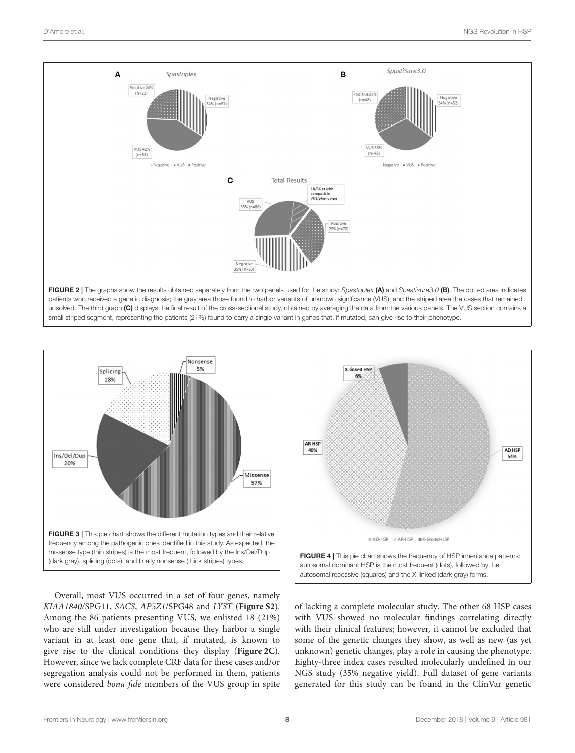FIGURE 2 | The graphs show the results obtained separately from the two panels used for the study: *Spastoplex* **(A)** and *Spastisure3.0* **(B)**. The dotted area indicates patients who received a genetic diagnosis; the gray area those found to harbor variants of unknown significance (VUS); and the striped area the cases that remained unsolved. The third graph **(C)** displays the final result of the cross-sectional study, obtained by averaging the data from the various panels. The VUS section contains a small striped segment, representing the patients (21%) found to carry a single variant in genes that, if mutated, can give rise to their phenotype.

FIGURE 3 | This pie chart shows the different mutation types and their relative frequency among the pathogenic ones identified in this study. As expected, the missense type (thin stripes) is the most frequent, followed by the Ins/Del/Dup (dark gray), splicing (dots), and finally nonsense (thick stripes) types.

FIGURE 4 | This pie chart shows the frequency of HSP inheritance patterns: autosomal dominant HSP is the most frequent (dots), followed by the autosomal recessive (squares) and the X-linked (dark gray) forms.

Overall, most VUS occurred in a set of four genes, namely *KIAA1840*/SPG11, *SACS*, *AP5Z1*/SPG48 and *LYST* (**Figure S2**). Among the 86 patients presenting VUS, we enlisted 18 (21%) who are still under investigation because they harbor a single variant in at least one gene that, if mutated, is known to give rise to the clinical conditions they display (**Figure 2C**). However, since we lack complete CRF data for these cases and/or segregation analysis could not be performed in them, patients were considered *bona fide* members of the VUS group in spite of lacking a complete molecular study. The other 68 HSP cases with VUS showed no molecular findings correlating directly with their clinical features; however, it cannot be excluded that some of the genetic changes they show, as well as new (as yet unknown) genetic changes, play a role in causing the phenotype. Eighty-three index cases resulted molecularly undefined in our NGS study (35% negative yield). Full dataset of gene variants generated for this study can be found in the ClinVar genetic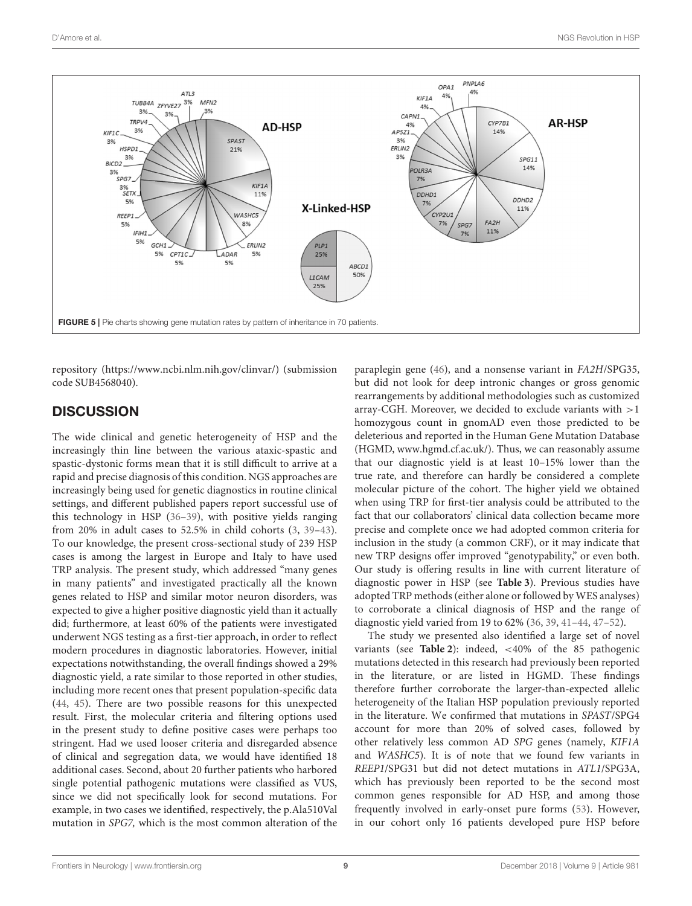FIGURE 5 | Pie charts showing gene mutation rates by pattern of inheritance in 70 patients.

repository (https://www.ncbi.nlm.nih.gov/clinvar/) (submission code SUB4568040).

## DISCUSSION

The wide clinical and genetic heterogeneity of HSP and the increasingly thin line between the various ataxic-spastic and spastic-dystonic forms mean that it is still difficult to arrive at a rapid and precise diagnosis of this condition. NGS approaches are increasingly being used for genetic diagnostics in routine clinical settings, and different published papers report successful use of this technology in HSP (36–39), with positive yields ranging from 20% in adult cases to 52.5% in child cohorts (3, 39–43). To our knowledge, the present cross-sectional study of 239 HSP cases is among the largest in Europe and Italy to have used TRP analysis. The present study, which addressed "many genes in many patients" and investigated practically all the known genes related to HSP and similar motor neuron disorders, was expected to give a higher positive diagnostic yield than it actually did; furthermore, at least 60% of the patients were investigated underwent NGS testing as a first-tier approach, in order to reflect modern procedures in diagnostic laboratories. However, initial expectations notwithstanding, the overall findings showed a 29% diagnostic yield, a rate similar to those reported in other studies, including more recent ones that present population-specific data (44, 45). There are two possible reasons for this unexpected result. First, the molecular criteria and filtering options used in the present study to define positive cases were perhaps too stringent. Had we used looser criteria and disregarded absence of clinical and segregation data, we would have identified 18 additional cases. Second, about 20 further patients who harbored single potential pathogenic mutations were classified as VUS, since we did not specifically look for second mutations. For example, in two cases we identified, respectively, the p.Ala510Val mutation in *SPG7*, which is the most common alteration of the paraplegin gene (46), and a nonsense variant in *FA2H*/SPG35, but did not look for deep intronic changes or gross genomic rearrangements by additional methodologies such as customized array-CGH. Moreover, we decided to exclude variants with >1 homozygous count in gnomAD even those predicted to be deleterious and reported in the Human Gene Mutation Database (HGMD, www.hgmd.cf.ac.uk/). Thus, we can reasonably assume that our diagnostic yield is at least 10–15% lower than the true rate, and therefore can hardly be considered a complete molecular picture of the cohort. The higher yield we obtained when using TRP for first-tier analysis could be attributed to the fact that our collaborators' clinical data collection became more precise and complete once we had adopted common criteria for inclusion in the study (a common CRF), or it may indicate that new TRP designs offer improved "genotypability," or even both. Our study is offering results in line with current literature of diagnostic power in HSP (see **Table 3**). Previous studies have adopted TRP methods (either alone or followed by WES analyses) to corroborate a clinical diagnosis of HSP and the range of diagnostic yield varied from 19 to 62% (36, 39, 41–44, 47–52).

The study we presented also identified a large set of novel variants (see **Table 2**): indeed, <40% of the 85 pathogenic mutations detected in this research had previously been reported in the literature, or are listed in HGMD. These findings therefore further corroborate the larger-than-expected allelic heterogeneity of the Italian HSP population previously reported in the literature. We confirmed that mutations in *SPAST*/SPG4 account for more than 20% of solved cases, followed by other relatively less common AD *SPG* genes (namely, *KIF1A* and *WASHC5*). It is of note that we found few variants in *REEP1*/SPG31 but did not detect mutations in *ATL1*/SPG3A, which has previously been reported to be the second most common genes responsible for AD HSP, and among those frequently involved in early-onset pure forms (53). However, in our cohort only 16 patients developed pure HSP before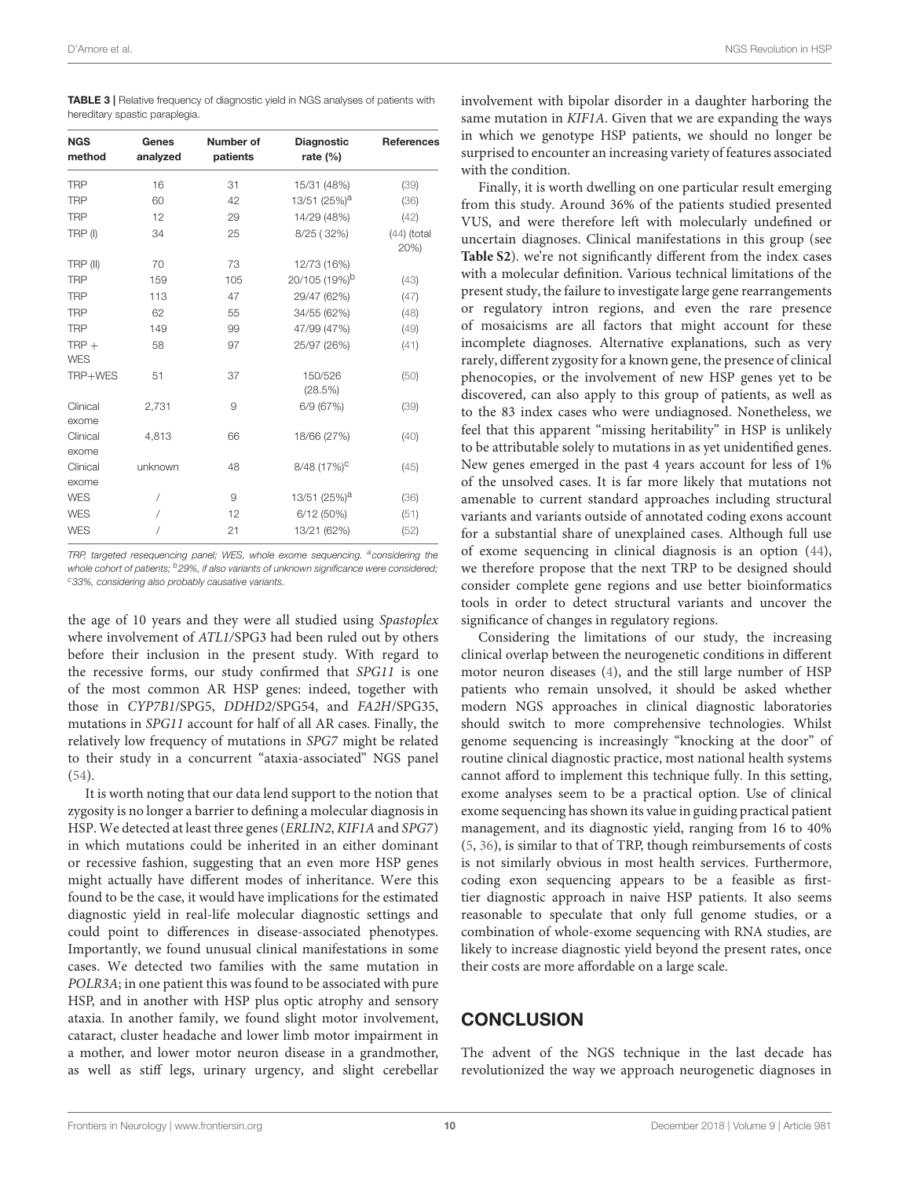**TABLE 3 |** Relative frequency of diagnostic yield in NGS analyses of patients with hereditary spastic paraplegia.

| NGS method | Genes analyzed | Number of patients | Diagnostic rate (%) | References |
|---|---|---|---|---|
| TRP | 16 | 31 | 15/31 (48%) | (39) |
| TRP | 60 | 42 | 13/51 (25%)[a] | (36) |
| TRP | 12 | 29 | 14/29 (48%) | (42) |
| TRP (I) | 34 | 25 | 8/25 ( 32%) | (44) (total 20%) |
| TRP (II) | 70 | 73 | 12/73 (16%) | |
| TRP | 159 | 105 | 20/105 (19%)[b] | (43) |
| TRP | 113 | 47 | 29/47 (62%) | (47) |
| TRP | 62 | 55 | 34/55 (62%) | (48) |
| TRP | 149 | 99 | 47/99 (47%) | (49) |
| TRP + WES | 58 | 97 | 25/97 (26%) | (41) |
| TRP+WES | 51 | 37 | 150/526 (28.5%) | (50) |
| Clinical exome | 2,731 | 9 | 6/9 (67%) | (39) |
| Clinical exome | 4,813 | 66 | 18/66 (27%) | (40) |
| Clinical exome | unknown | 48 | 8/48 (17%)[c] | (45) |
| WES | / | 9 | 13/51 (25%)[a] | (36) |
| WES | / | 12 | 6/12 (50%) | (51) |
| WES | / | 21 | 13/21 (62%) | (52) |

*TRP, targeted resequencing panel; WES, whole exome sequencing.* [a]*considering the whole cohort of patients;* [b]*29%, if also variants of unknown significance were considered;* [c]*33%, considering also probably causative variants.*

the age of 10 years and they were all studied using *Spastoplex* where involvement of *ATL1*/SPG3 had been ruled out by others before their inclusion in the present study. With regard to the recessive forms, our study confirmed that *SPG11* is one of the most common AR HSP genes: indeed, together with those in *CYP7B1*/SPG5, *DDHD2*/SPG54, and *FA2H*/SPG35, mutations in *SPG11* account for half of all AR cases. Finally, the relatively low frequency of mutations in *SPG7* might be related to their study in a concurrent "ataxia-associated" NGS panel (54).

It is worth noting that our data lend support to the notion that zygosity is no longer a barrier to defining a molecular diagnosis in HSP. We detected at least three genes (*ERLIN2, KIF1A* and *SPG7*) in which mutations could be inherited in an either dominant or recessive fashion, suggesting that an even more HSP genes might actually have different modes of inheritance. Were this found to be the case, it would have implications for the estimated diagnostic yield in real-life molecular diagnostic settings and could point to differences in disease-associated phenotypes. Importantly, we found unusual clinical manifestations in some cases. We detected two families with the same mutation in *POLR3A*; in one patient this was found to be associated with pure HSP, and in another with HSP plus optic atrophy and sensory ataxia. In another family, we found slight motor involvement, cataract, cluster headache and lower limb motor impairment in a mother, and lower motor neuron disease in a grandmother, as well as stiff legs, urinary urgency, and slight cerebellar involvement with bipolar disorder in a daughter harboring the same mutation in *KIF1A*. Given that we are expanding the ways in which we genotype HSP patients, we should no longer be surprised to encounter an increasing variety of features associated with the condition.

Finally, it is worth dwelling on one particular result emerging from this study. Around 36% of the patients studied presented VUS, and were therefore left with molecularly undefined or uncertain diagnoses. Clinical manifestations in this group (see **Table S2**). we're not significantly different from the index cases with a molecular definition. Various technical limitations of the present study, the failure to investigate large gene rearrangements or regulatory intron regions, and even the rare presence of mosaicisms are all factors that might account for these incomplete diagnoses. Alternative explanations, such as very rarely, different zygosity for a known gene, the presence of clinical phenocopies, or the involvement of new HSP genes yet to be discovered, can also apply to this group of patients, as well as to the 83 index cases who were undiagnosed. Nonetheless, we feel that this apparent "missing heritability" in HSP is unlikely to be attributable solely to mutations in as yet unidentified genes. New genes emerged in the past 4 years account for less of 1% of the unsolved cases. It is far more likely that mutations not amenable to current standard approaches including structural variants and variants outside of annotated coding exons account for a substantial share of unexplained cases. Although full use of exome sequencing in clinical diagnosis is an option (44), we therefore propose that the next TRP to be designed should consider complete gene regions and use better bioinformatics tools in order to detect structural variants and uncover the significance of changes in regulatory regions.

Considering the limitations of our study, the increasing clinical overlap between the neurogenetic conditions in different motor neuron diseases (4), and the still large number of HSP patients who remain unsolved, it should be asked whether modern NGS approaches in clinical diagnostic laboratories should switch to more comprehensive technologies. Whilst genome sequencing is increasingly "knocking at the door" of routine clinical diagnostic practice, most national health systems cannot afford to implement this technique fully. In this setting, exome analyses seem to be a practical option. Use of clinical exome sequencing has shown its value in guiding practical patient management, and its diagnostic yield, ranging from 16 to 40% (5, 36), is similar to that of TRP, though reimbursements of costs is not similarly obvious in most health services. Furthermore, coding exon sequencing appears to be a feasible as first-tier diagnostic approach in naive HSP patients. It also seems reasonable to speculate that only full genome studies, or a combination of whole-exome sequencing with RNA studies, are likely to increase diagnostic yield beyond the present rates, once their costs are more affordable on a large scale.

## CONCLUSION

The advent of the NGS technique in the last decade has revolutionized the way we approach neurogenetic diagnoses in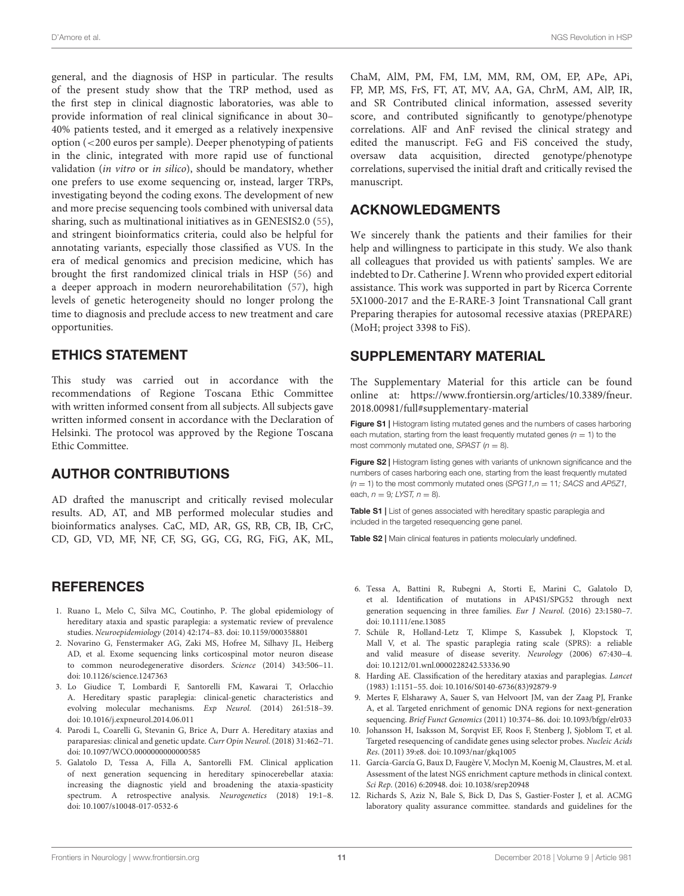general, and the diagnosis of HSP in particular. The results of the present study show that the TRP method, used as the first step in clinical diagnostic laboratories, was able to provide information of real clinical significance in about 30–40% patients tested, and it emerged as a relatively inexpensive option (<200 euros per sample). Deeper phenotyping of patients in the clinic, integrated with more rapid use of functional validation (*in vitro* or *in silico*), should be mandatory, whether one prefers to use exome sequencing or, instead, larger TRPs, investigating beyond the coding exons. The development of new and more precise sequencing tools combined with universal data sharing, such as multinational initiatives as in GENESIS2.0 (55), and stringent bioinformatics criteria, could also be helpful for annotating variants, especially those classified as VUS. In the era of medical genomics and precision medicine, which has brought the first randomized clinical trials in HSP (56) and a deeper approach in modern neurorehabilitation (57), high levels of genetic heterogeneity should no longer prolong the time to diagnosis and preclude access to new treatment and care opportunities.

## ETHICS STATEMENT

This study was carried out in accordance with the recommendations of Regione Toscana Ethic Committee with written informed consent from all subjects. All subjects gave written informed consent in accordance with the Declaration of Helsinki. The protocol was approved by the Regione Toscana Ethic Committee.

## AUTHOR CONTRIBUTIONS

AD drafted the manuscript and critically revised molecular results. AD, AT, and MB performed molecular studies and bioinformatics analyses. CaC, MD, AR, GS, RB, CB, IB, CrC, CD, GD, VD, MF, NF, CF, SG, GG, CG, RG, FiG, AK, ML, ChaM, AlM, PM, FM, LM, MM, RM, OM, EP, APe, APi, FP, MP, MS, FrS, FT, AT, MV, AA, GA, ChrM, AM, AlP, IR, and SR Contributed clinical information, assessed severity score, and contributed significantly to genotype/phenotype correlations. AlF and AnF revised the clinical strategy and edited the manuscript. FeG and FiS conceived the study, oversaw data acquisition, directed genotype/phenotype correlations, supervised the initial draft and critically revised the manuscript.

## ACKNOWLEDGMENTS

We sincerely thank the patients and their families for their help and willingness to participate in this study. We also thank all colleagues that provided us with patients' samples. We are indebted to Dr. Catherine J. Wrenn who provided expert editorial assistance. This work was supported in part by Ricerca Corrente 5X1000-2017 and the E-RARE-3 Joint Transnational Call grant Preparing therapies for autosomal recessive ataxias (PREPARE) (MoH; project 3398 to FiS).

## SUPPLEMENTARY MATERIAL

The Supplementary Material for this article can be found online at: https://www.frontiersin.org/articles/10.3389/fneur.2018.00981/full#supplementary-material

**Figure S1 |** Histogram listing mutated genes and the numbers of cases harboring each mutation, starting from the least frequently mutated genes ($n = 1$) to the most commonly mutated one, *SPAST* ($n = 8$).

**Figure S2 |** Histogram listing genes with variants of unknown significance and the numbers of cases harboring each one, starting from the least frequently mutated ($n = 1$) to the most commonly mutated ones (*SPG11*, $n = 11$*; SACS* and *AP5Z1*, each, $n = 9$*; LYST*, $n = 8$).

**Table S1 |** List of genes associated with hereditary spastic paraplegia and included in the targeted resequencing gene panel.

**Table S2 |** Main clinical features in patients molecularly undefined.

## REFERENCES

1. Ruano L, Melo C, Silva MC, Coutinho, P. The global epidemiology of hereditary ataxia and spastic paraplegia: a systematic review of prevalence studies. *Neuroepidemiology* (2014) 42:174–83. doi: 10.1159/000358801
2. Novarino G, Fenstermaker AG, Zaki MS, Hofree M, Silhavy JL, Heiberg AD, et al. Exome sequencing links corticospinal motor neuron disease to common neurodegenerative disorders. *Science* (2014) 343:506–11. doi: 10.1126/science.1247363
3. Lo Giudice T, Lombardi F, Santorelli FM, Kawarai T, Orlacchio A. Hereditary spastic paraplegia: clinical-genetic characteristics and evolving molecular mechanisms. *Exp Neurol*. (2014) 261:518–39. doi: 10.1016/j.expneurol.2014.06.011
4. Parodi L, Coarelli G, Stevanin G, Brice A, Durr A. Hereditary ataxias and paraparesias: clinical and genetic update. *Curr Opin Neurol*. (2018) 31:462–71. doi: 10.1097/WCO.0000000000000585
5. Galatolo D, Tessa A, Filla A, Santorelli FM. Clinical application of next generation sequencing in hereditary spinocerebellar ataxia: increasing the diagnostic yield and broadening the ataxia-spasticity spectrum. A retrospective analysis. *Neurogenetics* (2018) 19:1–8. doi: 10.1007/s10048-017-0532-6
6. Tessa A, Battini R, Rubegni A, Storti E, Marini C, Galatolo D, et al. Identification of mutations in AP4S1/SPG52 through next generation sequencing in three families. *Eur J Neurol*. (2016) 23:1580–7. doi: 10.1111/ene.13085
7. Schüle R, Holland-Letz T, Klimpe S, Kassubek J, Klopstock T, Mall V, et al. The spastic paraplegia rating scale (SPRS): a reliable and valid measure of disease severity. *Neurology* (2006) 67:430–4. doi: 10.1212/01.wnl.0000228242.53336.90
8. Harding AE. Classification of the hereditary ataxias and paraplegias. *Lancet* (1983) 1:1151–55. doi: 10.1016/S0140-6736(83)92879-9
9. Mertes F, Elsharawy A, Sauer S, van Helvoort JM, van der Zaag PJ, Franke A, et al. Targeted enrichment of genomic DNA regions for next-generation sequencing. *Brief Funct Genomics* (2011) 10:374–86. doi: 10.1093/bfgp/elr033
10. Johansson H, Isaksson M, Sorqvist EF, Roos F, Stenberg J, Sjoblom T, et al. Targeted resequencing of candidate genes using selector probes. *Nucleic Acids Res*. (2011) 39:e8. doi: 10.1093/nar/gkq1005
11. García-García G, Baux D, Faugère V, Moclyn M, Koenig M, Claustres, M. et al. Assessment of the latest NGS enrichment capture methods in clinical context. *Sci Rep*. (2016) 6:20948. doi: 10.1038/srep20948
12. Richards S, Aziz N, Bale S, Bick D, Das S, Gastier-Foster J, et al. ACMG laboratory quality assurance committee. standards and guidelines for the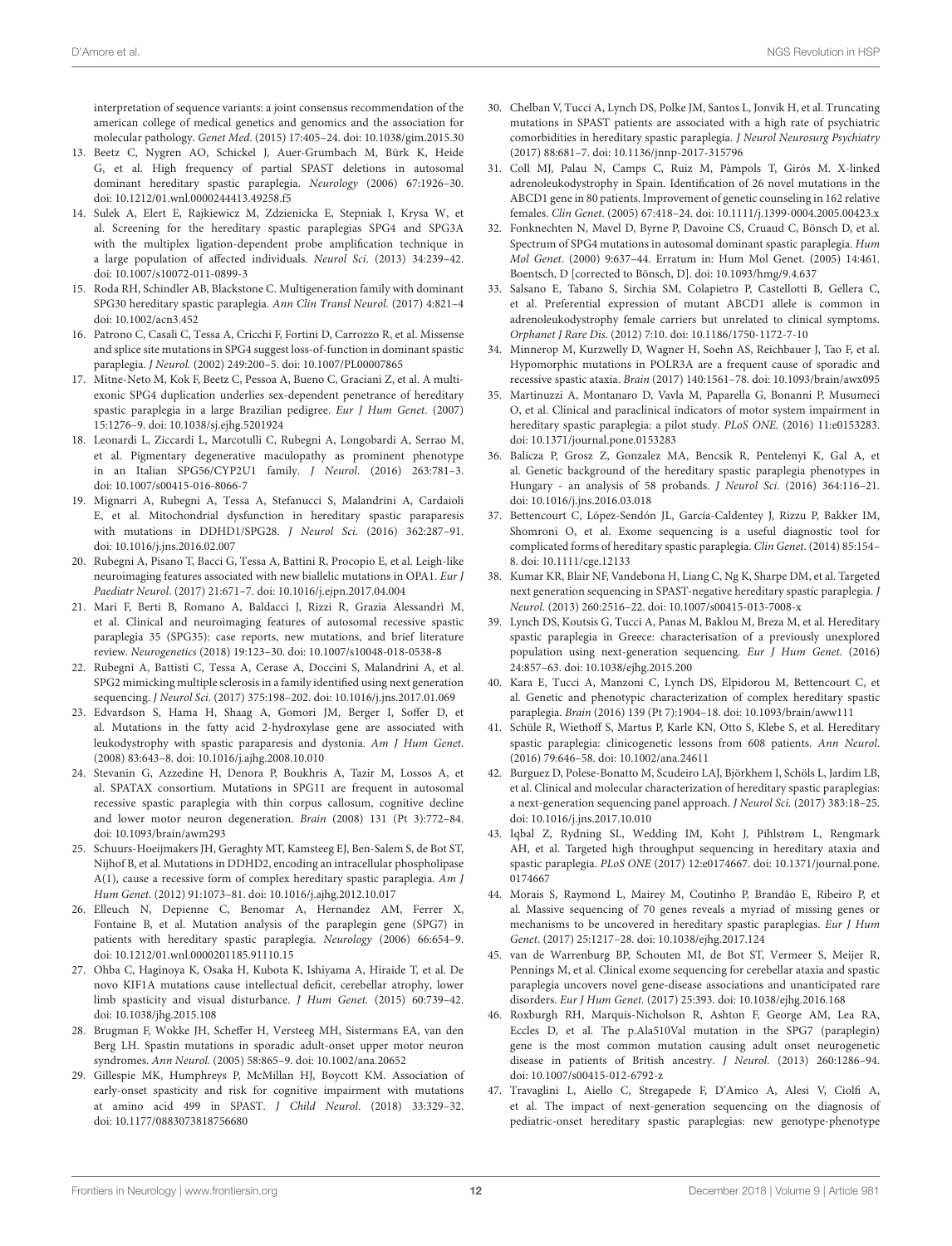interpretation of sequence variants: a joint consensus recommendation of the american college of medical genetics and genomics and the association for molecular pathology. *Genet Med*. (2015) 17:405–24. doi: 10.1038/gim.2015.30

13. Beetz C, Nygren AO, Schickel J, Auer-Grumbach M, Bürk K, Heide G, et al. High frequency of partial SPAST deletions in autosomal dominant hereditary spastic paraplegia. *Neurology* (2006) 67:1926–30. doi: 10.1212/01.wnl.0000244413.49258.f5
14. Sulek A, Elert E, Rajkiewicz M, Zdzienicka E, Stepniak I, Krysa W, et al. Screening for the hereditary spastic paraplegias SPG4 and SPG3A with the multiplex ligation-dependent probe amplification technique in a large population of affected individuals. *Neurol Sci*. (2013) 34:239–42. doi: 10.1007/s10072-011-0899-3
15. Roda RH, Schindler AB, Blackstone C. Multigeneration family with dominant SPG30 hereditary spastic paraplegia. *Ann Clin Transl Neurol*. (2017) 4:821–4 doi: 10.1002/acn3.452
16. Patrono C, Casali C, Tessa A, Cricchi F, Fortini D, Carrozzo R, et al. Missense and splice site mutations in SPG4 suggest loss-of-function in dominant spastic paraplegia. *J Neurol*. (2002) 249:200–5. doi: 10.1007/PL00007865
17. Mitne-Neto M, Kok F, Beetz C, Pessoa A, Bueno C, Graciani Z, et al. A multi-exonic SPG4 duplication underlies sex-dependent penetrance of hereditary spastic paraplegia in a large Brazilian pedigree. *Eur J Hum Genet*. (2007) 15:1276–9. doi: 10.1038/sj.ejhg.5201924
18. Leonardi L, Ziccardi L, Marcotulli C, Rubegni A, Longobardi A, Serrao M, et al. Pigmentary degenerative maculopathy as prominent phenotype in an Italian SPG56/CYP2U1 family. *J Neurol*. (2016) 263:781–3. doi: 10.1007/s00415-016-8066-7
19. Mignarri A, Rubegni A, Tessa A, Stefanucci S, Malandrini A, Cardaioli E, et al. Mitochondrial dysfunction in hereditary spastic paraparesis with mutations in DDHD1/SPG28. *J Neurol Sci*. (2016) 362:287–91. doi: 10.1016/j.jns.2016.02.007
20. Rubegni A, Pisano T, Bacci G, Tessa A, Battini R, Procopio E, et al. Leigh-like neuroimaging features associated with new biallelic mutations in OPA1. *Eur J Paediatr Neurol*. (2017) 21:671–7. doi: 10.1016/j.ejpn.2017.04.004
21. Mari F, Berti B, Romano A, Baldacci J, Rizzi R, Grazia Alessandrì M, et al. Clinical and neuroimaging features of autosomal recessive spastic paraplegia 35 (SPG35): case reports, new mutations, and brief literature review. *Neurogenetics* (2018) 19:123–30. doi: 10.1007/s10048-018-0538-8
22. Rubegni A, Battisti C, Tessa A, Cerase A, Doccini S, Malandrini A, et al. SPG2 mimicking multiple sclerosis in a family identified using next generation sequencing. *J Neurol Sci*. (2017) 375:198–202. doi: 10.1016/j.jns.2017.01.069
23. Edvardson S, Hama H, Shaag A, Gomori JM, Berger I, Soffer D, et al. Mutations in the fatty acid 2-hydroxylase gene are associated with leukodystrophy with spastic paraparesis and dystonia. *Am J Hum Genet*. (2008) 83:643–8. doi: 10.1016/j.ajhg.2008.10.010
24. Stevanin G, Azzedine H, Denora P, Boukhris A, Tazir M, Lossos A, et al. SPATAX consortium. Mutations in SPG11 are frequent in autosomal recessive spastic paraplegia with thin corpus callosum, cognitive decline and lower motor neuron degeneration. *Brain* (2008) 131 (Pt 3):772–84. doi: 10.1093/brain/awm293
25. Schuurs-Hoeijmakers JH, Geraghty MT, Kamsteeg EJ, Ben-Salem S, de Bot ST, Nijhof B, et al. Mutations in DDHD2, encoding an intracellular phospholipase A(1), cause a recessive form of complex hereditary spastic paraplegia. *Am J Hum Genet*. (2012) 91:1073–81. doi: 10.1016/j.ajhg.2012.10.017
26. Elleuch N, Depienne C, Benomar A, Hernandez AM, Ferrer X, Fontaine B, et al. Mutation analysis of the paraplegin gene (SPG7) in patients with hereditary spastic paraplegia. *Neurology* (2006) 66:654–9. doi: 10.1212/01.wnl.0000201185.91110.15
27. Ohba C, Haginoya K, Osaka H, Kubota K, Ishiyama A, Hiraide T, et al. De novo KIF1A mutations cause intellectual deficit, cerebellar atrophy, lower limb spasticity and visual disturbance. *J Hum Genet*. (2015) 60:739–42. doi: 10.1038/jhg.2015.108
28. Brugman F, Wokke JH, Scheffer H, Versteeg MH, Sistermans EA, van den Berg LH. Spastin mutations in sporadic adult-onset upper motor neuron syndromes. *Ann Neurol*. (2005) 58:865–9. doi: 10.1002/ana.20652
29. Gillespie MK, Humphreys P, McMillan HJ, Boycott KM. Association of early-onset spasticity and risk for cognitive impairment with mutations at amino acid 499 in SPAST. *J Child Neurol*. (2018) 33:329–32. doi: 10.1177/0883073818756680
30. Chelban V, Tucci A, Lynch DS, Polke JM, Santos L, Jonvik H, et al. Truncating mutations in SPAST patients are associated with a high rate of psychiatric comorbidities in hereditary spastic paraplegia. *J Neurol Neurosurg Psychiatry* (2017) 88:681–7. doi: 10.1136/jnnp-2017-315796
31. Coll MJ, Palau N, Camps C, Ruiz M, Pàmpols T, Girós M. X-linked adrenoleukodystrophy in Spain. Identification of 26 novel mutations in the ABCD1 gene in 80 patients. Improvement of genetic counseling in 162 relative females. *Clin Genet*. (2005) 67:418–24. doi: 10.1111/j.1399-0004.2005.00423.x
32. Fonknechten N, Mavel D, Byrne P, Davoine CS, Cruaud C, Bönsch D, et al. Spectrum of SPG4 mutations in autosomal dominant spastic paraplegia. *Hum Mol Genet*. (2000) 9:637–44. Erratum in: Hum Mol Genet. (2005) 14:461. Boentsch, D [corrected to Bönsch, D]. doi: 10.1093/hmg/9.4.637
33. Salsano E, Tabano S, Sirchia SM, Colapietro P, Castellotti B, Gellera C, et al. Preferential expression of mutant ABCD1 allele is common in adrenoleukodystrophy female carriers but unrelated to clinical symptoms. *Orphanet J Rare Dis*. (2012) 7:10. doi: 10.1186/1750-1172-7-10
34. Minnerop M, Kurzwelly D, Wagner H, Soehn AS, Reichbauer J, Tao F, et al. Hypomorphic mutations in POLR3A are a frequent cause of sporadic and recessive spastic ataxia. *Brain* (2017) 140:1561–78. doi: 10.1093/brain/awx095
35. Martinuzzi A, Montanaro D, Vavla M, Paparella G, Bonanni P, Musumeci O, et al. Clinical and paraclinical indicators of motor system impairment in hereditary spastic paraplegia: a pilot study. *PLoS ONE*. (2016) 11:e0153283. doi: 10.1371/journal.pone.0153283
36. Balicza P, Grosz Z, Gonzalez MA, Bencsik R, Pentelenyi K, Gal A, et al. Genetic background of the hereditary spastic paraplegia phenotypes in Hungary - an analysis of 58 probands. *J Neurol Sci*. (2016) 364:116–21. doi: 10.1016/j.jns.2016.03.018
37. Bettencourt C, López-Sendón JL, García-Caldentey J, Rizzu P, Bakker IM, Shomroni O, et al. Exome sequencing is a useful diagnostic tool for complicated forms of hereditary spastic paraplegia. *Clin Genet*. (2014) 85:154–8. doi: 10.1111/cge.12133
38. Kumar KR, Blair NF, Vandebona H, Liang C, Ng K, Sharpe DM, et al. Targeted next generation sequencing in SPAST-negative hereditary spastic paraplegia. *J Neurol*. (2013) 260:2516–22. doi: 10.1007/s00415-013-7008-x
39. Lynch DS, Koutsis G, Tucci A, Panas M, Baklou M, Breza M, et al. Hereditary spastic paraplegia in Greece: characterisation of a previously unexplored population using next-generation sequencing. *Eur J Hum Genet*. (2016) 24:857–63. doi: 10.1038/ejhg.2015.200
40. Kara E, Tucci A, Manzoni C, Lynch DS, Elpidorou M, Bettencourt C, et al. Genetic and phenotypic characterization of complex hereditary spastic paraplegia. *Brain* (2016) 139 (Pt 7):1904–18. doi: 10.1093/brain/aww111
41. Schüle R, Wiethoff S, Martus P, Karle KN, Otto S, Klebe S, et al. Hereditary spastic paraplegia: clinicogenetic lessons from 608 patients. *Ann Neurol*. (2016) 79:646–58. doi: 10.1002/ana.24611
42. Burguez D, Polese-Bonatto M, Scudeiro LAJ, Björkhem I, Schöls L, Jardim LB, et al. Clinical and molecular characterization of hereditary spastic paraplegias: a next-generation sequencing panel approach. *J Neurol Sci*. (2017) 383:18–25. doi: 10.1016/j.jns.2017.10.010
43. Iqbal Z, Rydning SL, Wedding IM, Koht J, Pihlstrøm L, Rengmark AH, et al. Targeted high throughput sequencing in hereditary ataxia and spastic paraplegia. *PLoS ONE* (2017) 12:e0174667. doi: 10.1371/journal.pone.0174667
44. Morais S, Raymond L, Mairey M, Coutinho P, Brandão E, Ribeiro P, et al. Massive sequencing of 70 genes reveals a myriad of missing genes or mechanisms to be uncovered in hereditary spastic paraplegias. *Eur J Hum Genet*. (2017) 25:1217–28. doi: 10.1038/ejhg.2017.124
45. van de Warrenburg BP, Schouten MI, de Bot ST, Vermeer S, Meijer R, Pennings M, et al. Clinical exome sequencing for cerebellar ataxia and spastic paraplegia uncovers novel gene-disease associations and unanticipated rare disorders. *Eur J Hum Genet*. (2017) 25:393. doi: 10.1038/ejhg.2016.168
46. Roxburgh RH, Marquis-Nicholson R, Ashton F, George AM, Lea RA, Eccles D, et al. The p.Ala510Val mutation in the SPG7 (paraplegin) gene is the most common mutation causing adult onset neurogenetic disease in patients of British ancestry. *J Neurol*. (2013) 260:1286–94. doi: 10.1007/s00415-012-6792-z
47. Travaglini L, Aiello C, Stregapede F, D'Amico A, Alesi V, Ciolfi A, et al. The impact of next-generation sequencing on the diagnosis of pediatric-onset hereditary spastic paraplegias: new genotype-phenotype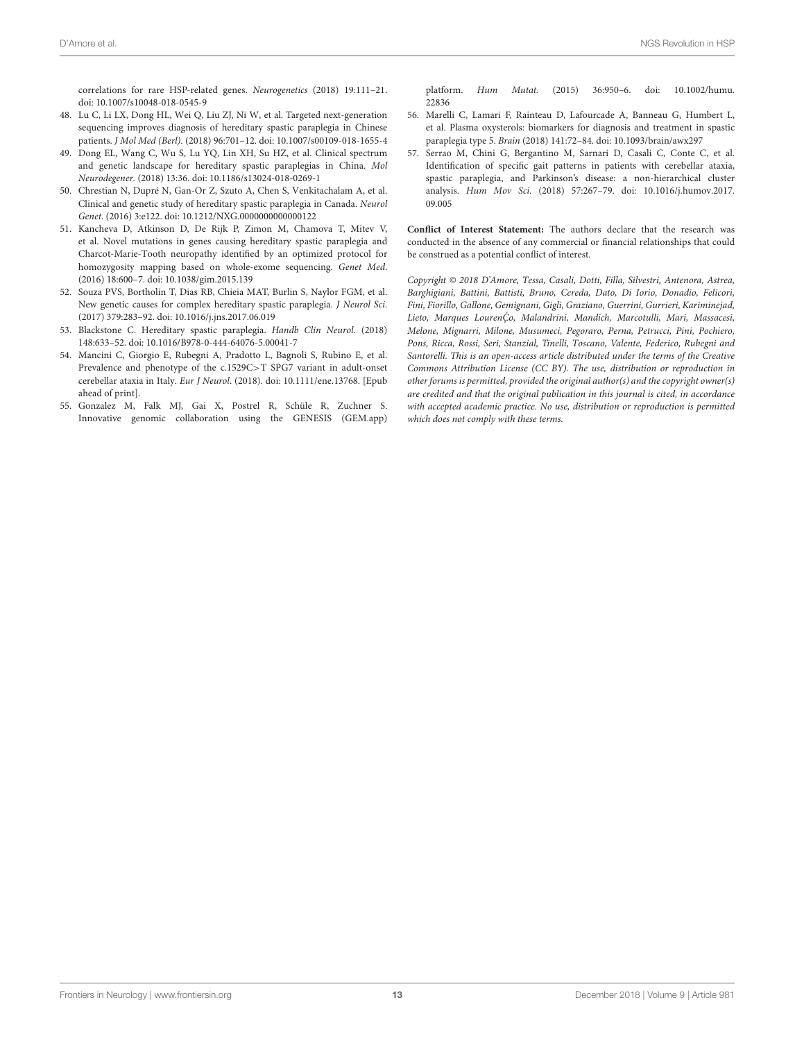correlations for rare HSP-related genes. *Neurogenetics* (2018) 19:111–21. doi: 10.1007/s10048-018-0545-9

48. Lu C, Li LX, Dong HL, Wei Q, Liu ZJ, Ni W, et al. Targeted next-generation sequencing improves diagnosis of hereditary spastic paraplegia in Chinese patients. *J Mol Med (Berl)*. (2018) 96:701–12. doi: 10.1007/s00109-018-1655-4
49. Dong EL, Wang C, Wu S, Lu YQ, Lin XH, Su HZ, et al. Clinical spectrum and genetic landscape for hereditary spastic paraplegias in China. *Mol Neurodegener*. (2018) 13:36. doi: 10.1186/s13024-018-0269-1
50. Chrestian N, Dupré N, Gan-Or Z, Szuto A, Chen S, Venkitachalam A, et al. Clinical and genetic study of hereditary spastic paraplegia in Canada. *Neurol Genet*. (2016) 3:e122. doi: 10.1212/NXG.0000000000000122
51. Kancheva D, Atkinson D, De Rijk P, Zimon M, Chamova T, Mitev V, et al. Novel mutations in genes causing hereditary spastic paraplegia and Charcot-Marie-Tooth neuropathy identified by an optimized protocol for homozygosity mapping based on whole-exome sequencing. *Genet Med*. (2016) 18:600–7. doi: 10.1038/gim.2015.139
52. Souza PVS, Bortholin T, Dias RB, Chieia MAT, Burlin S, Naylor FGM, et al. New genetic causes for complex hereditary spastic paraplegia. *J Neurol Sci*. (2017) 379:283–92. doi: 10.1016/j.jns.2017.06.019
53. Blackstone C. Hereditary spastic paraplegia. *Handb Clin Neurol*. (2018) 148:633–52. doi: 10.1016/B978-0-444-64076-5.00041-7
54. Mancini C, Giorgio E, Rubegni A, Pradotto L, Bagnoli S, Rubino E, et al. Prevalence and phenotype of the c.1529C>T SPG7 variant in adult-onset cerebellar ataxia in Italy. *Eur J Neurol*. (2018). doi: 10.1111/ene.13768. [Epub ahead of print].
55. Gonzalez M, Falk MJ, Gai X, Postrel R, Schüle R, Zuchner S. Innovative genomic collaboration using the GENESIS (GEM.app) platform. *Hum Mutat.* (2015) 36:950–6. doi: 10.1002/humu.22836
56. Marelli C, Lamari F, Rainteau D, Lafourcade A, Banneau G, Humbert L, et al. Plasma oxysterols: biomarkers for diagnosis and treatment in spastic paraplegia type 5. *Brain* (2018) 141:72–84. doi: 10.1093/brain/awx297
57. Serrao M, Chini G, Bergantino M, Sarnari D, Casali C, Conte C, et al. Identification of specific gait patterns in patients with cerebellar ataxia, spastic paraplegia, and Parkinson's disease: a non-hierarchical cluster analysis. *Hum Mov Sci*. (2018) 57:267–79. doi: 10.1016/j.humov.2017.09.005

**Conflict of Interest Statement:** The authors declare that the research was conducted in the absence of any commercial or financial relationships that could be construed as a potential conflict of interest.

*Copyright © 2018 D'Amore, Tessa, Casali, Dotti, Filla, Silvestri, Antenora, Astrea, Barghigiani, Battini, Battisti, Bruno, Cereda, Dato, Di Iorio, Donadio, Felicori, Fini, Fiorillo, Gallone, Gemignani, Gigli, Graziano, Guerrini, Gurrieri, Kariminejad, Lieto, Marques LourenÇo, Malandrini, Mandich, Marcotulli, Mari, Massacesi, Melone, Mignarri, Milone, Musumeci, Pegoraro, Perna, Petrucci, Pini, Pochiero, Pons, Ricca, Rossi, Seri, Stanzial, Tinelli, Toscano, Valente, Federico, Rubegni and Santorelli. This is an open-access article distributed under the terms of the Creative Commons Attribution License (CC BY). The use, distribution or reproduction in other forums is permitted, provided the original author(s) and the copyright owner(s) are credited and that the original publication in this journal is cited, in accordance with accepted academic practice. No use, distribution or reproduction is permitted which does not comply with these terms.*